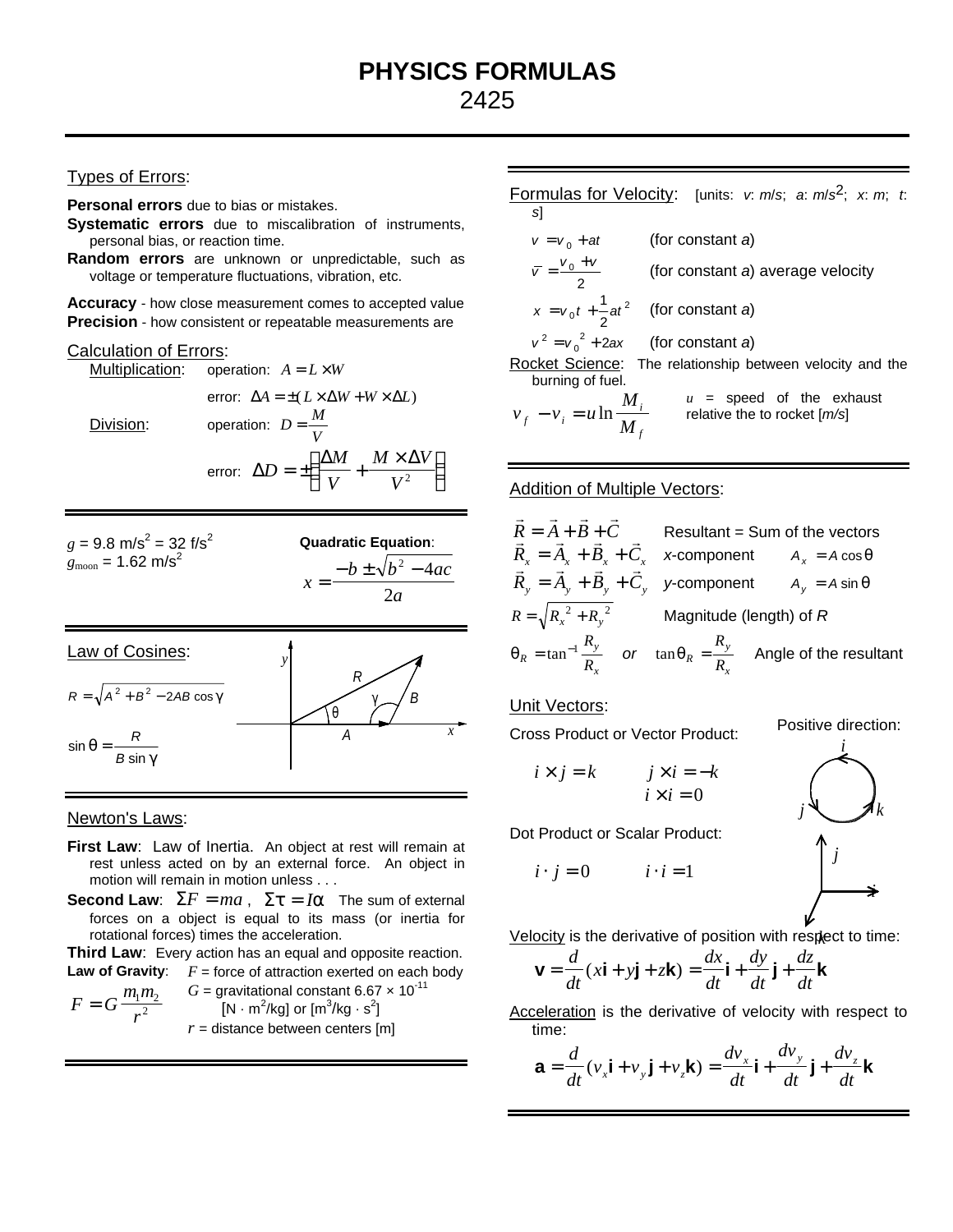# PHYSICS FORMULAS

2425

## Types of Errors:

**Personal errors** due to bias or mistakes.

**Systematic errors** due to miscalibration of instruments, personal bias, or reaction time.

**Random errors** are unknown or unpredictable, such as voltage or temperature fluctuations, vibration, etc.

**Accuracy** - how close measurement comes to accepted value

**Precision** - how consistent or repeatable measurements are

## Calculation of Errors:

Multiplication: operation: $A = L \times W$

error: $\Delta A = \pm(L \times \Delta W + W \times \Delta L)$

Division: operation: $D = \dfrac{M}{V}$

error: $\Delta D = \pm\left(\dfrac{\Delta M}{V} + \dfrac{M \times \Delta V}{V^2}\right)$

---

$g$ = 9.8 m/s$^2$ = 32 f/s$^2$

$g_{\text{moon}}$ = 1.62 m/s$^2$

**Quadratic Equation**:

$$x = \frac{-b \pm \sqrt{b^2 - 4ac}}{2a}$$

---

## Law of Cosines:

$$R = \sqrt{A^2 + B^2 - 2AB\cos\gamma}$$

$$\sin\theta = \frac{R}{B\sin\gamma}$$

---

## Newton's Laws:

**First Law**: Law of Inertia. An object at rest will remain at rest unless acted on by an external force. An object in motion will remain in motion unless . . .

**Second Law**: $\Sigma F = ma$, $\Sigma\tau = I\alpha$ The sum of external forces on a object is equal to its mass (or inertia for rotational forces) times the acceleration.

**Third Law**: Every action has an equal and opposite reaction.

**Law of Gravity**:

$$F = G\frac{m_1 m_2}{r^2}$$

$F$ = force of attraction exerted on each body

$G$ = gravitational constant 6.67 × 10$^{-11}$ [N · m$^2$/kg] or [m$^3$/kg · s$^2$]

$r$ = distance between centers [m]

---

## Formulas for Velocity:

[units: $v$: $m/s$; $a$: $m/s^2$; $x$: $m$; $t$: $s$]

$v = v_0 + at$ (for constant $a$)

$\bar{v} = \dfrac{v_0 + v}{2}$ (for constant $a$) average velocity

$x = v_0 t + \dfrac{1}{2}at^2$ (for constant $a$)

$v^2 = v_0^2 + 2ax$ (for constant $a$)

Rocket Science: The relationship between velocity and the burning of fuel.

$$v_f - v_i = u\ln\frac{M_i}{M_f}$$

$u$ = speed of the exhaust relative the to rocket [$m/s$]

---

## Addition of Multiple Vectors:

$\vec{R} = \vec{A} + \vec{B} + \vec{C}$ Resultant = Sum of the vectors

$\vec{R}_x = \vec{A}_x + \vec{B}_x + \vec{C}_x$ $x$-component $A_x = A\cos\theta$

$\vec{R}_y = \vec{A}_y + \vec{B}_y + \vec{C}_y$ $y$-component $A_y = A\sin\theta$

$R = \sqrt{R_x^2 + R_y^2}$ Magnitude (length) of $R$

$\theta_R = \tan^{-1}\dfrac{R_y}{R_x}$ *or* $\tan\theta_R = \dfrac{R_y}{R_x}$ Angle of the resultant

## Unit Vectors:

Cross Product or Vector Product:

$i \times j = k$ $j \times i = -k$

$i \times i = 0$

Positive direction: $i \to j \to k$

Dot Product or Scalar Product:

$i \cdot j = 0$ $i \cdot i = 1$

Velocity is the derivative of position with respect to time:

$$\mathbf{v} = \frac{d}{dt}(x\mathbf{i} + y\mathbf{j} + z\mathbf{k}) = \frac{dx}{dt}\mathbf{i} + \frac{dy}{dt}\mathbf{j} + \frac{dz}{dt}\mathbf{k}$$

Acceleration is the derivative of velocity with respect to time:

$$\mathbf{a} = \frac{d}{dt}(v_x\mathbf{i} + v_y\mathbf{j} + v_z\mathbf{k}) = \frac{dv_x}{dt}\mathbf{i} + \frac{dv_y}{dt}\mathbf{j} + \frac{dv_z}{dt}\mathbf{k}$$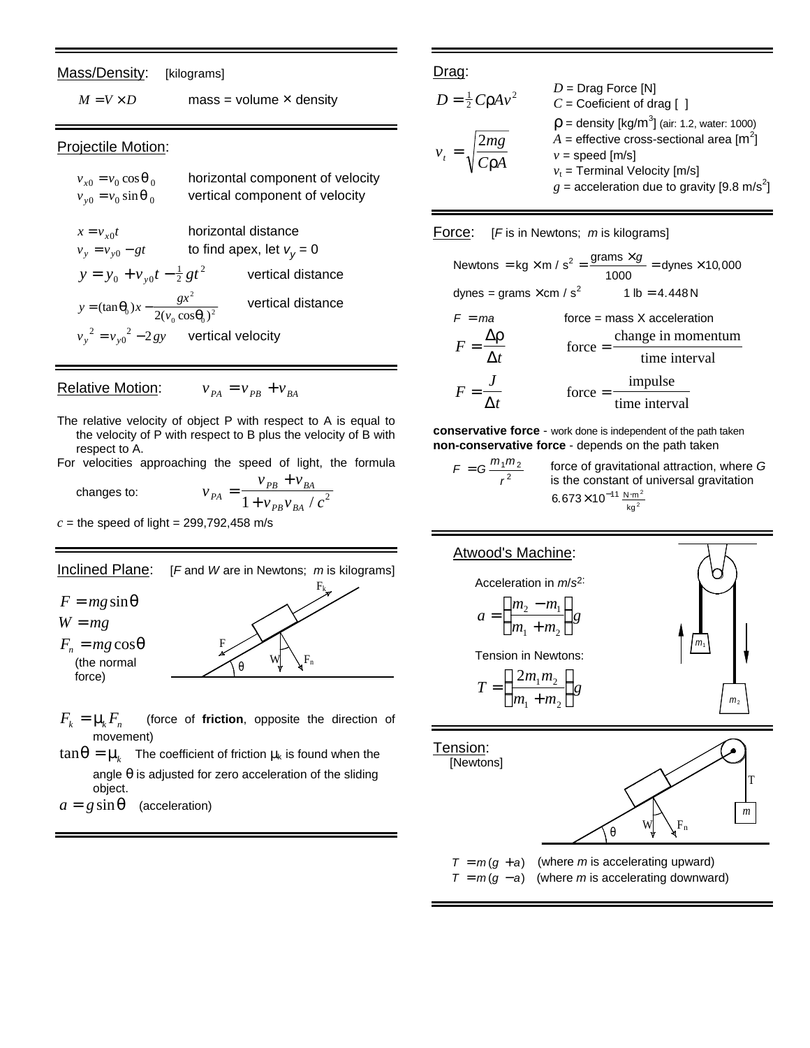## Mass/Density: [kilograms]

$M = V \times D$ mass = volume × density

## Projectile Motion:

$v_{x0} = v_0 \cos\theta_0$ horizontal component of velocity

$v_{y0} = v_0 \sin\theta_0$ vertical component of velocity

$x = v_{x0} t$ horizontal distance

$v_y = v_{y0} - gt$ to find apex, let $v_y = 0$

$y = y_0 + v_{y0} t - \frac{1}{2} g t^2$ vertical distance

$y = (\tan\theta_0) x - \frac{g x^2}{2(v_0 \cos\theta_0)^2}$ vertical distance

$v_y^2 = v_{y0}^2 - 2gy$ vertical velocity

## Relative Motion: $v_{PA} = v_{PB} + v_{BA}$

The relative velocity of object P with respect to A is equal to the velocity of P with respect to B plus the velocity of B with respect to A.

For velocities approaching the speed of light, the formula changes to:

$$v_{PA} = \frac{v_{PB} + v_{BA}}{1 + v_{PB} v_{BA} / c^2}$$

$c$ = the speed of light = 299,792,458 m/s

## Inclined Plane: [F and W are in Newtons; m is kilograms]

$F = mg \sin\theta$

$W = mg$

$F_n = mg \cos\theta$ (the normal force)

$F_k = \mu_k F_n$ (force of **friction**, opposite the direction of movement)

$\tan\theta = \mu_k$ The coefficient of friction $\mu_k$ is found when the angle $\theta$ is adjusted for zero acceleration of the sliding object.

$a = g \sin\theta$ (acceleration)

## Drag:

$D = \frac{1}{2} C \rho A v^2$

$v_t = \sqrt{\frac{2mg}{C\rho A}}$

$D$ = Drag Force [N]
$C$ = Coeficient of drag [ ]
$\rho$ = density [kg/m$^3$] (air: 1.2, water: 1000)
$A$ = effective cross-sectional area [m$^2$]
$v$ = speed [m/s]
$v_t$ = Terminal Velocity [m/s]
$g$ = acceleration due to gravity [9.8 m/s$^2$]

## Force: [F is in Newtons; m is kilograms]

$\text{Newtons} = \text{kg} \times \text{m/s}^2 = \frac{\text{grams} \times g}{1000} = \text{dynes} \times 10{,}000$

dynes = grams × cm/s$^2$ 1 lb = 4.448 N

$F = ma$ force = mass X acceleration

$F = \frac{\Delta\rho}{\Delta t}$ force = $\frac{\text{change in momentum}}{\text{time interval}}$

$F = \frac{J}{\Delta t}$ force = $\frac{\text{impulse}}{\text{time interval}}$

**conservative force** - work done is independent of the path taken
**non-conservative force** - depends on the path taken

$F = G \frac{m_1 m_2}{r^2}$ force of gravitational attraction, where $G$ is the constant of universal gravitation $6.673 \times 10^{-11} \frac{\text{N} \cdot \text{m}^2}{\text{kg}^2}$

## Atwood's Machine:

Acceleration in m/s$^2$:

$$a = \left(\frac{m_2 - m_1}{m_1 + m_2}\right) g$$

Tension in Newtons:

$$T = \left(\frac{2 m_1 m_2}{m_1 + m_2}\right) g$$

## Tension:

[Newtons]

$T = m(g + a)$ (where $m$ is accelerating upward)

$T = m(g - a)$ (where $m$ is accelerating downward)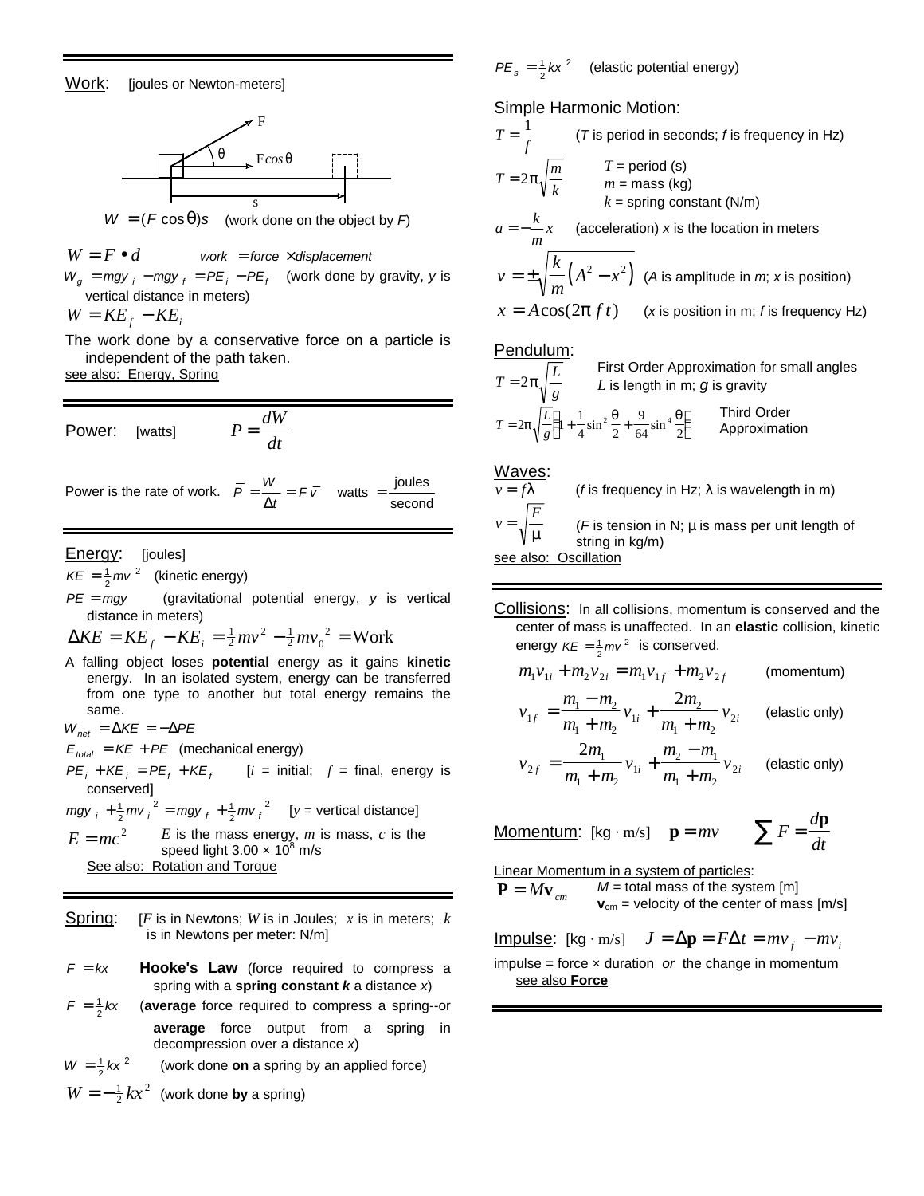## Work: [joules or Newton-meters]

F

θ

F*cos* θ

s

$W = (F\cos\theta)s$ (work done on the object by *F*)

$W = F \bullet d$ work = force × displacement

$W_g = mgy_i - mgy_f = PE_i - PE_f$ (work done by gravity, *y* is vertical distance in meters)

$W = KE_f - KE_i$

The work done by a conservative force on a particle is independent of the path taken.

see also: Energy, Spring

## Power: [watts] $P = \frac{dW}{dt}$

Power is the rate of work. $\bar{P} = \frac{W}{\Delta t} = F\bar{v}$ watts $= \frac{\text{joules}}{\text{second}}$

## Energy: [joules]

$KE = \frac{1}{2}mv^2$ (kinetic energy)

$PE = mgy$ (gravitational potential energy, *y* is vertical distance in meters)

$\Delta KE = KE_f - KE_i = \frac{1}{2}mv^2 - \frac{1}{2}mv_0^{\,2} = \text{Work}$

A falling object loses **potential** energy as it gains **kinetic** energy. In an isolated system, energy can be transferred from one type to another but total energy remains the same.

$W_{net} = \Delta KE = -\Delta PE$

$E_{total} = KE + PE$ (mechanical energy)

$PE_i + KE_i = PE_f + KE_f$ [*i* = initial; *f* = final, energy is conserved]

$mgy_i + \frac{1}{2}mv_i^{\,2} = mgy_f + \frac{1}{2}mv_f^{\,2}$ [*y* = vertical distance]

$E = mc^2$ *E* is the mass energy, *m* is mass, *c* is the speed light $3.00 \times 10^8$ m/s

See also: Rotation and Torque

## Spring: [*F* is in Newtons; *W* is in Joules; *x* is in meters; *k* is in Newtons per meter: N/m]

$F = kx$ **Hooke's Law** (force required to compress a spring with a **spring constant *k*** a distance *x*)

$\bar{F} = \frac{1}{2}kx$ (**average** force required to compress a spring--or **average** force output from a spring in decompression over a distance *x*)

$W = \frac{1}{2}kx^2$ (work done **on** a spring by an applied force)

$W = -\frac{1}{2}kx^2$ (work done **by** a spring)

$PE_s = \frac{1}{2}kx^2$ (elastic potential energy)

## Simple Harmonic Motion:

$T = \frac{1}{f}$ (*T* is period in seconds; *f* is frequency in Hz)

$T = 2\pi\sqrt{\frac{m}{k}}$ *T* = period (s), *m* = mass (kg), *k* = spring constant (N/m)

$a = -\frac{k}{m}x$ (acceleration) *x* is the location in meters

$v = \pm\sqrt{\frac{k}{m}\left(A^2 - x^2\right)}$ (*A* is amplitude in *m*; *x* is position)

$x = A\cos(2\pi\, f\, t)$ (*x* is position in m; *f* is frequency Hz)

## Pendulum:

$T = 2\pi\sqrt{\frac{L}{g}}$ First Order Approximation for small angles. *L* is length in m; *g* is gravity

$T = 2\pi\sqrt{\frac{L}{g}}\left(1 + \frac{1}{4}\sin^2\frac{\theta}{2} + \frac{9}{64}\sin^4\frac{\theta}{2}\right)$ Third Order Approximation

## Waves:

$v = f\lambda$ (*f* is frequency in Hz; λ is wavelength in m)

$v = \sqrt{\frac{F}{\mu}}$ (*F* is tension in N; μ is mass per unit length of string in kg/m)

see also: Oscillation

## Collisions:

In all collisions, momentum is conserved and the center of mass is unaffected. In an **elastic** collision, kinetic energy $KE = \frac{1}{2}mv^2$ is conserved.

$m_1v_{1i} + m_2v_{2i} = m_1v_{1f} + m_2v_{2f}$ (momentum)

$v_{1f} = \frac{m_1 - m_2}{m_1 + m_2}v_{1i} + \frac{2m_2}{m_1 + m_2}v_{2i}$ (elastic only)

$v_{2f} = \frac{2m_1}{m_1 + m_2}v_{1i} + \frac{m_2 - m_1}{m_1 + m_2}v_{2i}$ (elastic only)

## Momentum: [kg · m/s] $\mathbf{p} = m\mathbf{v}$ $\sum F = \frac{d\mathbf{p}}{dt}$

Linear Momentum in a system of particles:

$\mathbf{P} = M\mathbf{v}_{cm}$ *M* = total mass of the system [m]; $\mathbf{v}_{cm}$ = velocity of the center of mass [m/s]

## Impulse: [kg · m/s] $J = \Delta\mathbf{p} = F\Delta t = mv_f - mv_i$

impulse = force × duration *or* the change in momentum

see also **Force**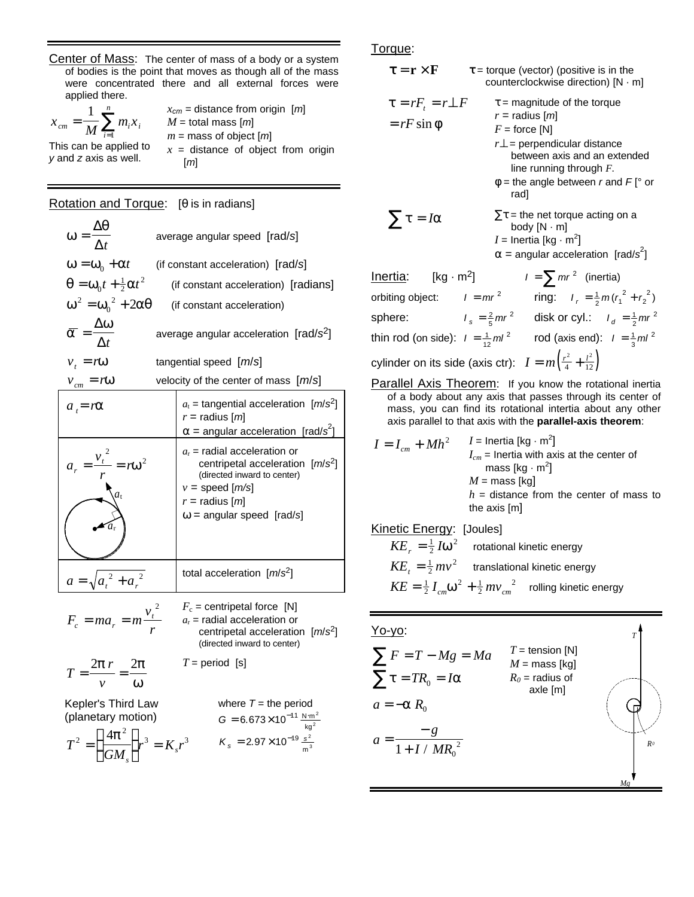## Center of Mass

Center of Mass: The center of mass of a body or a system of bodies is the point that moves as though all of the mass were concentrated there and all external forces were applied there.

$$x_{cm} = \frac{1}{M}\sum_{i=1}^{n} m_i x_i$$

This can be applied to *y* and *z* axis as well.

$x_{cm}$ = distance from origin [*m*]
$M$ = total mass [*m*]
$m$ = mass of object [*m*]
$x$ = distance of object from origin [*m*]

## Rotation and Torque

Rotation and Torque: [θ is in radians]

| | |
|---|---|
| $\omega = \frac{\Delta\theta}{\Delta t}$ | average angular speed [rad/*s*] |
| $\omega = \omega_0 + \alpha t$ | (if constant acceleration) [rad/*s*] |
| $\theta = \omega_0 t + \frac{1}{2}\alpha t^2$ | (if constant acceleration) [radians] |
| $\omega^2 = \omega_0^2 + 2\alpha\theta$ | (if constant acceleration) |
| $\bar{\alpha} = \frac{\Delta\omega}{\Delta t}$ | average angular acceleration [rad/*s*²] |
| $v_t = r\omega$ | tangential speed [*m*/*s*] |
| $v_{cm} = r\omega$ | velocity of the center of mass [*m*/*s*] |

| | |
|---|---|
| $a_t = r\alpha$ | $a_t$ = tangential acceleration [*m*/*s*²]<br>$r$ = radius [*m*]<br>α = angular acceleration [rad/*s*²] |
| $a_r = \frac{v_t^2}{r} = r\omega^2$ | $a_r$ = radial acceleration or centripetal acceleration [*m*/*s*²] (directed inward to center)<br>$v$ = speed [*m/s*]<br>$r$ = radius [*m*]<br>ω = angular speed [rad/*s*] |
| $a = \sqrt{a_t^2 + a_r^2}$ | total acceleration [*m*/*s*²] |

$$F_c = ma_r = m\frac{v_t^2}{r}$$

$F_c$ = centripetal force [N]
$a_r$ = radial acceleration or centripetal acceleration [*m*/*s*²] (directed inward to center)

$$T = \frac{2\pi r}{v} = \frac{2\pi}{\omega}$$

$T$ = period [s]

Kepler's Third Law (planetary motion)

$$T^2 = \left(\frac{4\pi^2}{GM_s}\right)r^3 = K_s r^3$$

where $T$ = the period
$G = 6.673\times10^{-11}\ \frac{\text{N}\cdot\text{m}^2}{\text{kg}^2}$
$K_s = 2.97\times10^{-19}\ \frac{s^2}{\text{m}^3}$

## Torque

Torque:

$\boldsymbol{\tau} = \mathbf{r}\times\mathbf{F}$ — τ = torque (vector) (positive is in the counterclockwise direction) [N · m]

$\tau = rF_t = r_\perp F = rF\sin\phi$

τ = magnitude of the torque
$r$ = radius [*m*]
$F$ = force [N]
$r_\perp$ = perpendicular distance between axis and an extended line running through *F*.
φ = the angle between *r* and *F* [° or rad]

$\sum\tau = I\alpha$

Στ = the net torque acting on a body [N · m]
$I$ = Inertia [kg · m²]
α = angular acceleration [rad/*s*²]

## Inertia

Inertia: [kg · m²] $I = \sum mr^2$ (inertia)

| | | | |
|---|---|---|---|
| orbiting object: | $I = mr^2$ | ring: | $I_r = \frac{1}{2}m(r_1^2 + r_2^2)$ |
| sphere: | $I_s = \frac{2}{5}mr^2$ | disk or cyl.: | $I_d = \frac{1}{2}mr^2$ |
| thin rod (on side): | $I = \frac{1}{12}ml^2$ | rod (axis end): | $I = \frac{1}{3}ml^2$ |

cylinder on its side (axis ctr): $I = m\left(\frac{r^2}{4} + \frac{l^2}{12}\right)$

Parallel Axis Theorem: If you know the rotational inertia of a body about any axis that passes through its center of mass, you can find its rotational intertia about any other axis parallel to that axis with the **parallel-axis theorem**:

$$I = I_{cm} + Mh^2$$

$I$ = Inertia [kg · m²]
$I_{cm}$ = Inertia with axis at the center of mass [kg · m²]
$M$ = mass [kg]
$h$ = distance from the center of mass to the axis [m]

## Kinetic Energy

Kinetic Energy: [Joules]

$KE_r = \frac{1}{2}I\omega^2$ rotational kinetic energy

$KE_t = \frac{1}{2}mv^2$ translational kinetic energy

$KE = \frac{1}{2}I_{cm}\omega^2 + \frac{1}{2}mv_{cm}^2$ rolling kinetic energy

## Yo-yo

Yo-yo:

$$\sum F = T - Mg = Ma$$
$$\sum\tau = TR_0 = I\alpha$$
$$a = -\alpha R_0$$
$$a = \frac{-g}{1 + I/MR_0^2}$$

$T$ = tension [N]
$M$ = mass [kg]
$R_0$ = radius of axle [m]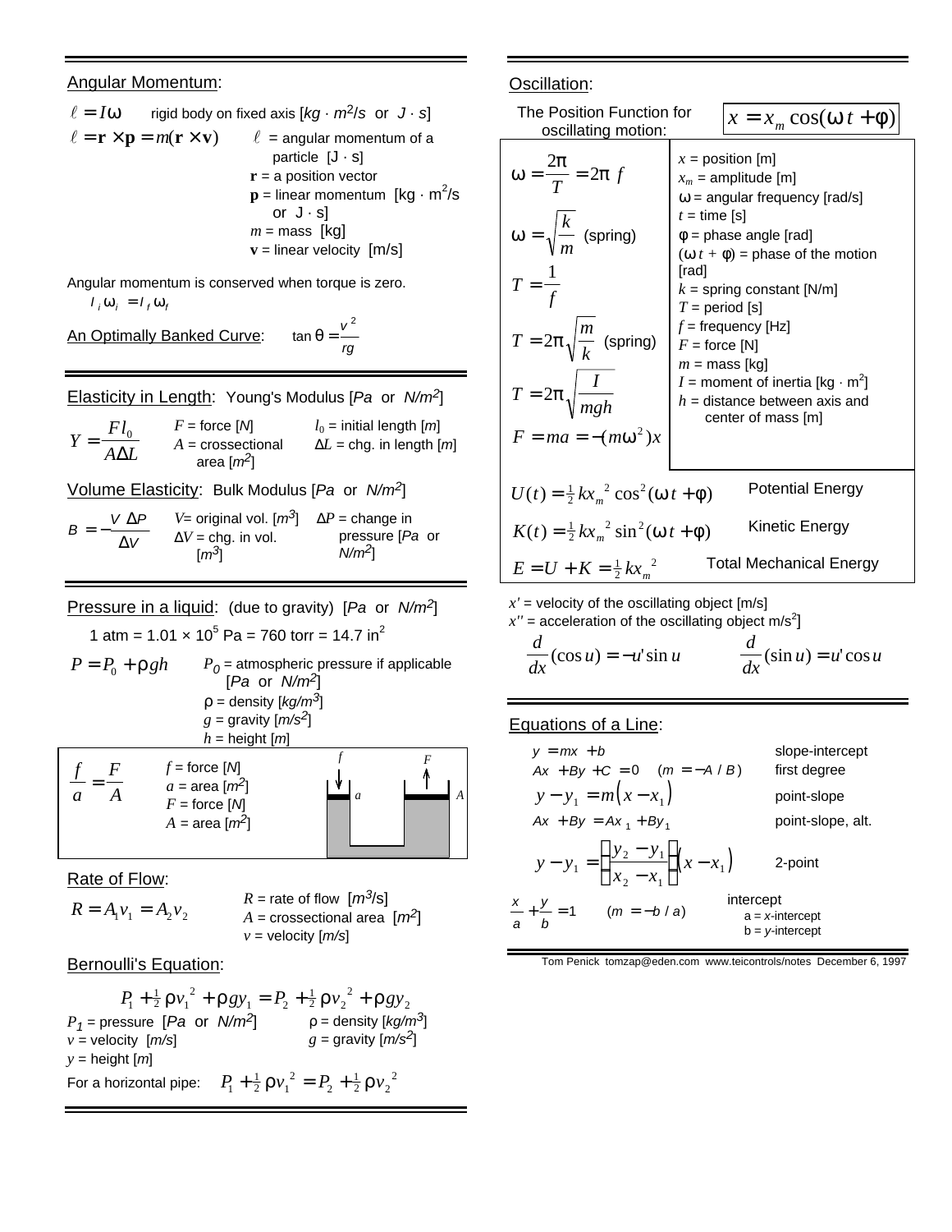## Angular Momentum:

$\ell = I\omega$ rigid body on fixed axis [$kg \cdot m^2/s$ or $J \cdot s$]

$\ell = \mathbf{r} \times \mathbf{p} = m(\mathbf{r} \times \mathbf{v})$

- $\ell$ = angular momentum of a particle [J · s]
- $\mathbf{r}$ = a position vector
- $\mathbf{p}$ = linear momentum [kg · m²/s or J · s]
- $m$ = mass [kg]
- $\mathbf{v}$ = linear velocity [m/s]

Angular momentum is conserved when torque is zero.

$I_i \omega_i = I_f \omega_f$

An Optimally Banked Curve: $\tan\theta = \dfrac{v^2}{rg}$

## Elasticity in Length: Young's Modulus [$Pa$ or $N/m^2$]

$$Y = \frac{F l_0}{A \Delta L}$$

- $F$ = force [$N$]
- $A$ = crossectional area [$m^2$]
- $l_0$ = initial length [$m$]
- $\Delta L$ = chg. in length [$m$]

## Volume Elasticity: Bulk Modulus [$Pa$ or $N/m^2$]

$$B = -\frac{V\,\Delta P}{\Delta V}$$

- $V$= original vol. [$m^3$]
- $\Delta V$ = chg. in vol. [$m^3$]
- $\Delta P$ = change in pressure [$Pa$ or $N/m^2$]

## Pressure in a liquid: (due to gravity) [$Pa$ or $N/m^2$]

1 atm = 1.01 × 10⁵ Pa = 760 torr = 14.7 in²

$$P = P_0 + \rho g h$$

- $P_0$ = atmospheric pressure if applicable [$Pa$ or $N/m^2$]
- $\rho$ = density [$kg/m^3$]
- $g$ = gravity [$m/s^2$]
- $h$ = height [$m$]

$$\frac{f}{a} = \frac{F}{A}$$

- $f$ = force [$N$]
- $a$ = area [$m^2$]
- $F$ = force [$N$]
- $A$ = area [$m^2$]

## Rate of Flow:

$$R = A_1 v_1 = A_2 v_2$$

- $R$ = rate of flow [$m^3/s$]
- $A$ = crossectional area [$m^2$]
- $v$ = velocity [$m/s$]

## Bernoulli's Equation:

$$P_1 + \tfrac{1}{2}\rho v_1^{\,2} + \rho g y_1 = P_2 + \tfrac{1}{2}\rho v_2^{\,2} + \rho g y_2$$

- $P_1$ = pressure [$Pa$ or $N/m^2$]
- $v$ = velocity [$m/s$]
- $y$ = height [$m$]
- $\rho$ = density [$kg/m^3$]
- $g$ = gravity [$m/s^2$]

For a horizontal pipe: $P_1 + \tfrac{1}{2}\rho v_1^{\,2} = P_2 + \tfrac{1}{2}\rho v_2^{\,2}$

## Oscillation:

The Position Function for oscillating motion: $x = x_m \cos(\omega t + \phi)$

$$\omega = \frac{2\pi}{T} = 2\pi f$$

$$\omega = \sqrt{\frac{k}{m}} \text{ (spring)}$$

$$T = \frac{1}{f}$$

$$T = 2\pi\sqrt{\frac{m}{k}} \text{ (spring)}$$

$$T = 2\pi\sqrt{\frac{I}{mgh}}$$

$$F = ma = -(m\omega^2)x$$

- $x$ = position [m]
- $x_m$ = amplitude [m]
- $\omega$ = angular frequency [rad/s]
- $t$ = time [s]
- $\phi$ = phase angle [rad]
- $(\omega t + \phi)$ = phase of the motion [rad]
- $k$ = spring constant [N/m]
- $T$ = period [s]
- $f$ = frequency [Hz]
- $F$ = force [N]
- $m$ = mass [kg]
- $I$ = moment of inertia [kg · m²]
- $h$ = distance between axis and center of mass [m]

| | |
|---|---|
| $U(t) = \frac{1}{2}kx_m^{\,2}\cos^2(\omega t + \phi)$ | Potential Energy |
| $K(t) = \frac{1}{2}kx_m^{\,2}\sin^2(\omega t + \phi)$ | Kinetic Energy |
| $E = U + K = \frac{1}{2}kx_m^{\,2}$ | Total Mechanical Energy |

$x'$ = velocity of the oscillating object [m/s]

$x''$ = acceleration of the oscillating object m/s²]

$$\frac{d}{dx}(\cos u) = -u'\sin u \qquad \frac{d}{dx}(\sin u) = u'\cos u$$

## Equations of a Line:

| | |
|---|---|
| $y = mx + b$ | slope-intercept |
| $Ax + By + C = 0 \quad (m = -A/B)$ | first degree |
| $y - y_1 = m(x - x_1)$ | point-slope |
| $Ax + By = Ax_1 + By_1$ | point-slope, alt. |
| $y - y_1 = \left(\dfrac{y_2 - y_1}{x_2 - x_1}\right)(x - x_1)$ | 2-point |
| $\dfrac{x}{a} + \dfrac{y}{b} = 1 \quad (m = -b/a)$ | intercept<br>a = x-intercept<br>b = y-intercept |

Tom Penick tomzap@eden.com www.teicontrols/notes December 6, 1997